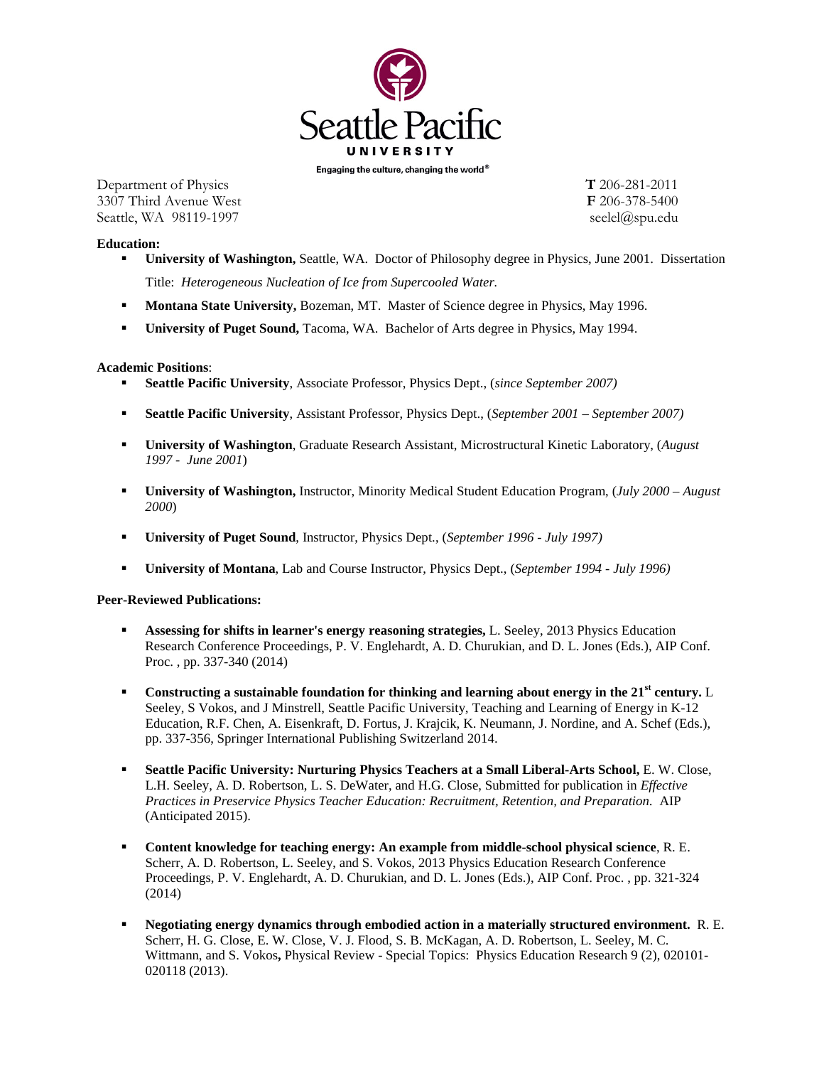Seattle Pacific UNIVERSITY

Engaging the culture, changing the world®

Department of Physics
3307 Third Avenue West
Seattle, WA 98119-1997

**T** 206-281-2011
**F** 206-378-5400
seelel@spu.edu

**Education:**

- **University of Washington,** Seattle, WA. Doctor of Philosophy degree in Physics, June 2001. Dissertation Title: *Heterogeneous Nucleation of Ice from Supercooled Water.*
- **Montana State University,** Bozeman, MT. Master of Science degree in Physics, May 1996.
- **University of Puget Sound,** Tacoma, WA. Bachelor of Arts degree in Physics, May 1994.

**Academic Positions**:

- **Seattle Pacific University**, Associate Professor, Physics Dept., (*since September 2007)*
- **Seattle Pacific University**, Assistant Professor, Physics Dept., (*September 2001 – September 2007)*
- **University of Washington**, Graduate Research Assistant, Microstructural Kinetic Laboratory, (*August 1997 - June 2001*)
- **University of Washington,** Instructor, Minority Medical Student Education Program, (*July 2000 – August 2000*)
- **University of Puget Sound**, Instructor, Physics Dept., (*September 1996 - July 1997)*
- **University of Montana**, Lab and Course Instructor, Physics Dept., (*September 1994 - July 1996)*

**Peer-Reviewed Publications:**

- **Assessing for shifts in learner's energy reasoning strategies,** L. Seeley, 2013 Physics Education Research Conference Proceedings, P. V. Englehardt, A. D. Churukian, and D. L. Jones (Eds.), AIP Conf. Proc. , pp. 337-340 (2014)
- **Constructing a sustainable foundation for thinking and learning about energy in the 21st century.** L Seeley, S Vokos, and J Minstrell, Seattle Pacific University, Teaching and Learning of Energy in K-12 Education, R.F. Chen, A. Eisenkraft, D. Fortus, J. Krajcik, K. Neumann, J. Nordine, and A. Schef (Eds.), pp. 337-356, Springer International Publishing Switzerland 2014.
- **Seattle Pacific University: Nurturing Physics Teachers at a Small Liberal-Arts School,** E. W. Close, L.H. Seeley, A. D. Robertson, L. S. DeWater, and H.G. Close, Submitted for publication in *Effective Practices in Preservice Physics Teacher Education: Recruitment, Retention, and Preparation.* AIP (Anticipated 2015).
- **Content knowledge for teaching energy: An example from middle-school physical science**, R. E. Scherr, A. D. Robertson, L. Seeley, and S. Vokos, 2013 Physics Education Research Conference Proceedings, P. V. Englehardt, A. D. Churukian, and D. L. Jones (Eds.), AIP Conf. Proc. , pp. 321-324 (2014)
- **Negotiating energy dynamics through embodied action in a materially structured environment.** R. E. Scherr, H. G. Close, E. W. Close, V. J. Flood, S. B. McKagan, A. D. Robertson, L. Seeley, M. C. Wittmann, and S. Vokos**,** Physical Review - Special Topics: Physics Education Research 9 (2), 020101-020118 (2013).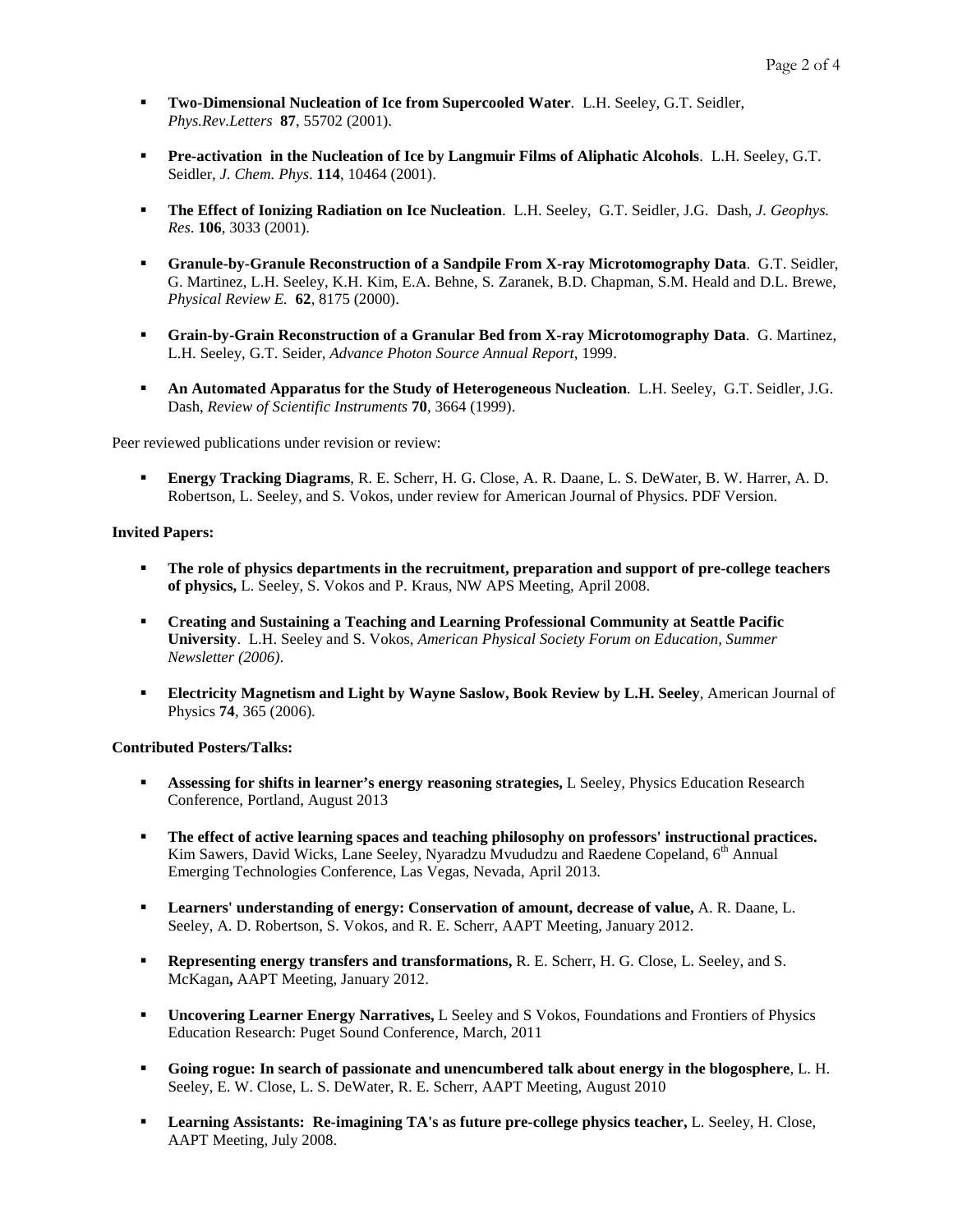- **Two-Dimensional Nucleation of Ice from Supercooled Water**. L.H. Seeley, G.T. Seidler, *Phys.Rev.Letters* **87**, 55702 (2001).

- **Pre-activation in the Nucleation of Ice by Langmuir Films of Aliphatic Alcohols**. L.H. Seeley, G.T. Seidler, *J. Chem. Phys*. **114**, 10464 (2001).

- **The Effect of Ionizing Radiation on Ice Nucleation**. L.H. Seeley, G.T. Seidler, J.G. Dash, *J. Geophys. Res*. **106**, 3033 (2001).

- **Granule-by-Granule Reconstruction of a Sandpile From X-ray Microtomography Data**. G.T. Seidler, G. Martinez, L.H. Seeley, K.H. Kim, E.A. Behne, S. Zaranek, B.D. Chapman, S.M. Heald and D.L. Brewe, *Physical Review E.* **62**, 8175 (2000).

- **Grain-by-Grain Reconstruction of a Granular Bed from X-ray Microtomography Data**. G. Martinez, L.H. Seeley, G.T. Seider, *Advance Photon Source Annual Report*, 1999.

- **An Automated Apparatus for the Study of Heterogeneous Nucleation**. L.H. Seeley, G.T. Seidler, J.G. Dash, *Review of Scientific Instruments* **70**, 3664 (1999).

Peer reviewed publications under revision or review:

- **Energy Tracking Diagrams**, R. E. Scherr, H. G. Close, A. R. Daane, L. S. DeWater, B. W. Harrer, A. D. Robertson, L. Seeley, and S. Vokos, under review for American Journal of Physics. PDF Version.

**Invited Papers:**

- **The role of physics departments in the recruitment, preparation and support of pre-college teachers of physics,** L. Seeley, S. Vokos and P. Kraus, NW APS Meeting, April 2008.

- **Creating and Sustaining a Teaching and Learning Professional Community at Seattle Pacific University**. L.H. Seeley and S. Vokos, *American Physical Society Forum on Education, Summer Newsletter (2006)*.

- **Electricity Magnetism and Light by Wayne Saslow, Book Review by L.H. Seeley**, American Journal of Physics **74**, 365 (2006).

**Contributed Posters/Talks:**

- **Assessing for shifts in learner's energy reasoning strategies,** L Seeley, Physics Education Research Conference, Portland, August 2013

- **The effect of active learning spaces and teaching philosophy on professors' instructional practices.** Kim Sawers, David Wicks, Lane Seeley, Nyaradzu Mvududzu and Raedene Copeland, 6th Annual Emerging Technologies Conference, Las Vegas, Nevada, April 2013.

- **Learners' understanding of energy: Conservation of amount, decrease of value,** A. R. Daane, L. Seeley, A. D. Robertson, S. Vokos, and R. E. Scherr, AAPT Meeting, January 2012.

- **Representing energy transfers and transformations,** R. E. Scherr, H. G. Close, L. Seeley, and S. McKagan**,** AAPT Meeting, January 2012.

- **Uncovering Learner Energy Narratives,** L Seeley and S Vokos, Foundations and Frontiers of Physics Education Research: Puget Sound Conference, March, 2011

- **Going rogue: In search of passionate and unencumbered talk about energy in the blogosphere**, L. H. Seeley, E. W. Close, L. S. DeWater, R. E. Scherr, AAPT Meeting, August 2010

- **Learning Assistants: Re-imagining TA's as future pre-college physics teacher,** L. Seeley, H. Close, AAPT Meeting, July 2008.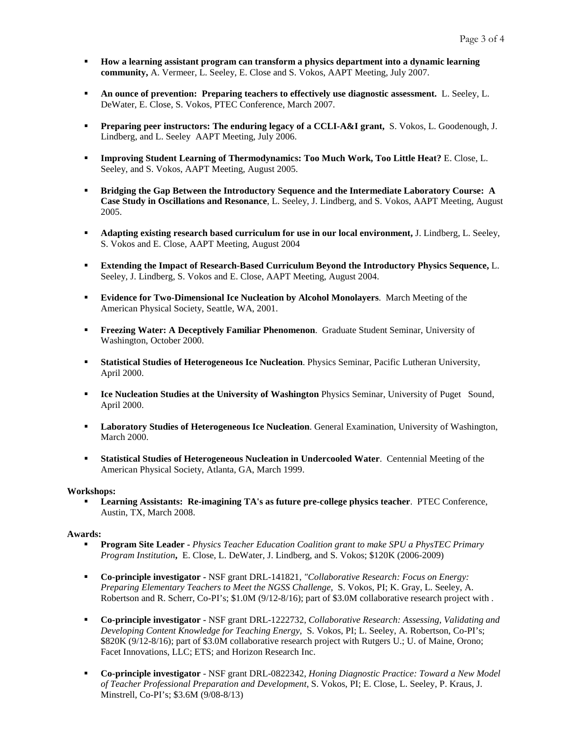- **How a learning assistant program can transform a physics department into a dynamic learning community,** A. Vermeer, L. Seeley, E. Close and S. Vokos, AAPT Meeting, July 2007.

- **An ounce of prevention: Preparing teachers to effectively use diagnostic assessment.** L. Seeley, L. DeWater, E. Close, S. Vokos, PTEC Conference, March 2007.

- **Preparing peer instructors: The enduring legacy of a CCLI-A&I grant,** S. Vokos, L. Goodenough, J. Lindberg, and L. Seeley AAPT Meeting, July 2006.

- **Improving Student Learning of Thermodynamics: Too Much Work, Too Little Heat?** E. Close, L. Seeley, and S. Vokos, AAPT Meeting, August 2005.

- **Bridging the Gap Between the Introductory Sequence and the Intermediate Laboratory Course: A Case Study in Oscillations and Resonance**, L. Seeley, J. Lindberg, and S. Vokos, AAPT Meeting, August 2005.

- **Adapting existing research based curriculum for use in our local environment,** J. Lindberg, L. Seeley, S. Vokos and E. Close, AAPT Meeting, August 2004

- **Extending the Impact of Research-Based Curriculum Beyond the Introductory Physics Sequence,** L. Seeley, J. Lindberg, S. Vokos and E. Close, AAPT Meeting, August 2004.

- **Evidence for Two-Dimensional Ice Nucleation by Alcohol Monolayers**. March Meeting of the American Physical Society, Seattle, WA, 2001.

- **Freezing Water: A Deceptively Familiar Phenomenon**. Graduate Student Seminar, University of Washington, October 2000.

- **Statistical Studies of Heterogeneous Ice Nucleation**. Physics Seminar, Pacific Lutheran University, April 2000.

- **Ice Nucleation Studies at the University of Washington** Physics Seminar, University of Puget Sound, April 2000.

- **Laboratory Studies of Heterogeneous Ice Nucleation**. General Examination, University of Washington, March 2000.

- **Statistical Studies of Heterogeneous Nucleation in Undercooled Water**. Centennial Meeting of the American Physical Society, Atlanta, GA, March 1999.

**Workshops:**

- **Learning Assistants: Re-imagining TA's as future pre-college physics teacher**. PTEC Conference, Austin, TX, March 2008.

**Awards:**

- **Program Site Leader -** *Physics Teacher Education Coalition grant to make SPU a PhysTEC Primary Program Institution***,** E. Close, L. DeWater, J. Lindberg, and S. Vokos; $120K (2006-2009)

- **Co-principle investigator -** NSF grant DRL-141821, *"Collaborative Research: Focus on Energy: Preparing Elementary Teachers to Meet the NGSS Challenge*, S. Vokos, PI; K. Gray, L. Seeley, A. Robertson and R. Scherr, Co-PI's; $1.0M (9/12-8/16); part of $3.0M collaborative research project with .

- **Co-principle investigator -** NSF grant DRL-1222732, *Collaborative Research: Assessing, Validating and Developing Content Knowledge for Teaching Energy,* S. Vokos, PI; L. Seeley, A. Robertson, Co-PI's; $820K (9/12-8/16); part of $3.0M collaborative research project with Rutgers U.; U. of Maine, Orono; Facet Innovations, LLC; ETS; and Horizon Research Inc.

- **Co-principle investigator** - NSF grant DRL-0822342, *Honing Diagnostic Practice: Toward a New Model of Teacher Professional Preparation and Development*, S. Vokos, PI; E. Close, L. Seeley, P. Kraus, J. Minstrell, Co-PI's; $3.6M (9/08-8/13)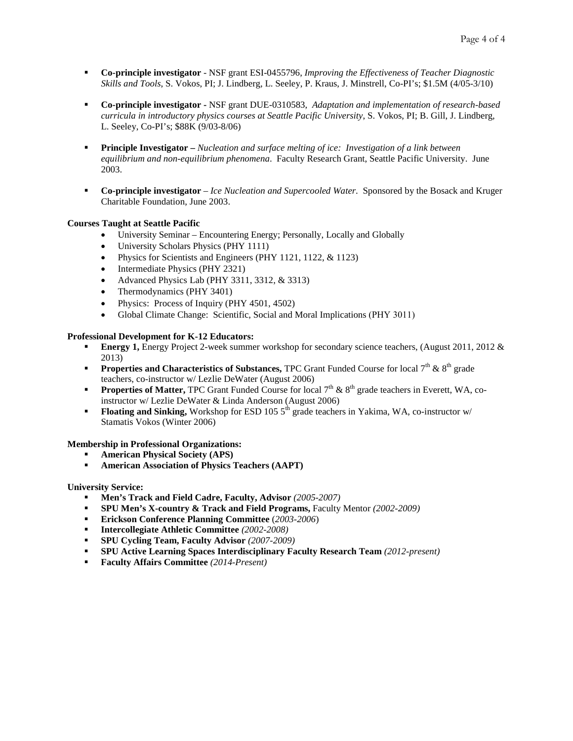- **Co-principle investigator** - NSF grant ESI-0455796, *Improving the Effectiveness of Teacher Diagnostic Skills and Tools*, S. Vokos, PI; J. Lindberg, L. Seeley, P. Kraus, J. Minstrell, Co-PI's; $1.5M (4/05-3/10)

- **Co-principle investigator** - NSF grant DUE-0310583, *Adaptation and implementation of research-based curricula in introductory physics courses at Seattle Pacific University*, S. Vokos, PI; B. Gill, J. Lindberg, L. Seeley, Co-PI's; $88K (9/03-8/06)

- **Principle Investigator –** *Nucleation and surface melting of ice: Investigation of a link between equilibrium and non-equilibrium phenomena*. Faculty Research Grant, Seattle Pacific University. June 2003.

- **Co-principle investigator** – *Ice Nucleation and Supercooled Water.* Sponsored by the Bosack and Kruger Charitable Foundation, June 2003.

**Courses Taught at Seattle Pacific**

- University Seminar – Encountering Energy; Personally, Locally and Globally
- University Scholars Physics (PHY 1111)
- Physics for Scientists and Engineers (PHY 1121, 1122, & 1123)
- Intermediate Physics (PHY 2321)
- Advanced Physics Lab (PHY 3311, 3312, & 3313)
- Thermodynamics (PHY 3401)
- Physics: Process of Inquiry (PHY 4501, 4502)
- Global Climate Change: Scientific, Social and Moral Implications (PHY 3011)

**Professional Development for K-12 Educators:**

- **Energy 1,** Energy Project 2-week summer workshop for secondary science teachers, (August 2011, 2012 & 2013)
- **Properties and Characteristics of Substances,** TPC Grant Funded Course for local 7th & 8th grade teachers, co-instructor w/ Lezlie DeWater (August 2006)
- **Properties of Matter,** TPC Grant Funded Course for local 7th & 8th grade teachers in Everett, WA, co-instructor w/ Lezlie DeWater & Linda Anderson (August 2006)
- **Floating and Sinking,** Workshop for ESD 105 5th grade teachers in Yakima, WA, co-instructor w/ Stamatis Vokos (Winter 2006)

**Membership in Professional Organizations:**

- **American Physical Society (APS)**
- **American Association of Physics Teachers (AAPT)**

**University Service:**

- **Men's Track and Field Cadre, Faculty, Advisor** *(2005-2007)*
- **SPU Men's X-country & Track and Field Programs,** Faculty Mentor *(2002-2009)*
- **Erickson Conference Planning Committee** (*2003-2006*)
- **Intercollegiate Athletic Committee** *(2002-2008)*
- **SPU Cycling Team, Faculty Advisor** *(2007-2009)*
- **SPU Active Learning Spaces Interdisciplinary Faculty Research Team** *(2012-present)*
- **Faculty Affairs Committee** *(2014-Present)*